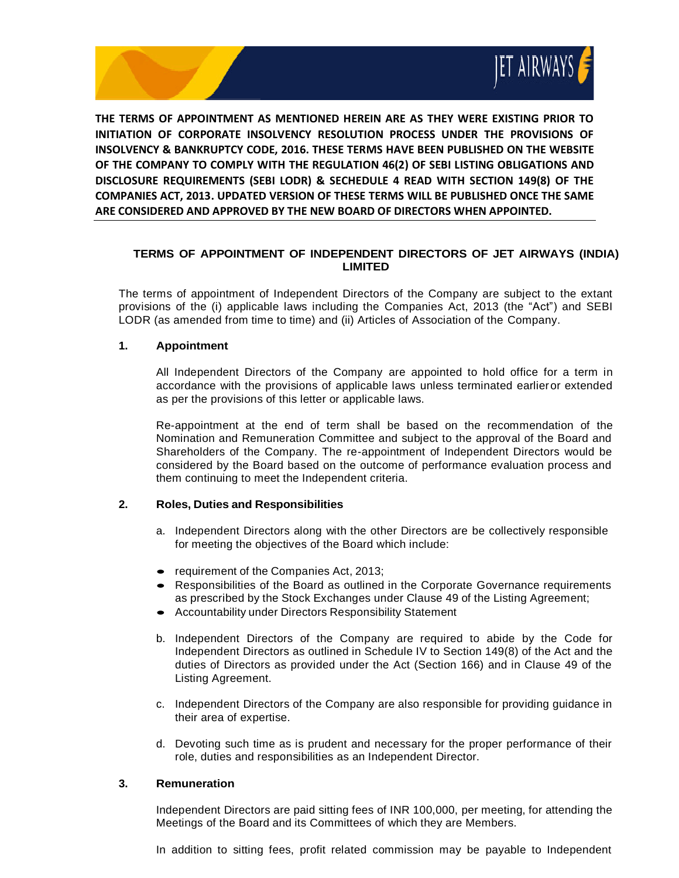**THE TERMS OF APPOINTMENT AS MENTIONED HEREIN ARE AS THEY WERE EXISTING PRIOR TO INITIATION OF CORPORATE INSOLVENCY RESOLUTION PROCESS UNDER THE PROVISIONS OF INSOLVENCY & BANKRUPTCY CODE, 2016. THESE TERMS HAVE BEEN PUBLISHED ON THE WEBSITE OF THE COMPANY TO COMPLY WITH THE REGULATION 46(2) OF SEBI LISTING OBLIGATIONS AND DISCLOSURE REQUIREMENTS (SEBI LODR) & SECHEDULE 4 READ WITH SECTION 149(8) OF THE COMPANIES ACT, 2013. UPDATED VERSION OF THESE TERMS WILL BE PUBLISHED ONCE THE SAME ARE CONSIDERED AND APPROVED BY THE NEW BOARD OF DIRECTORS WHEN APPOINTED.**

# TERMS OF APPOINTMENT OF INDEPENDENT DIRECTORS OF JET AIRWAYS (INDIA) LIMITED

The terms of appointment of Independent Directors of the Company are subject to the extant provisions of the (i) applicable laws including the Companies Act, 2013 (the "Act") and SEBI LODR (as amended from time to time) and (ii) Articles of Association of the Company.

## 1. Appointment

All Independent Directors of the Company are appointed to hold office for a term in accordance with the provisions of applicable laws unless terminated earlier or extended as per the provisions of this letter or applicable laws.

Re-appointment at the end of term shall be based on the recommendation of the Nomination and Remuneration Committee and subject to the approval of the Board and Shareholders of the Company. The re-appointment of Independent Directors would be considered by the Board based on the outcome of performance evaluation process and them continuing to meet the Independent criteria.

## 2. Roles, Duties and Responsibilities

a. Independent Directors along with the other Directors are be collectively responsible for meeting the objectives of the Board which include:

- requirement of the Companies Act, 2013;
- Responsibilities of the Board as outlined in the Corporate Governance requirements as prescribed by the Stock Exchanges under Clause 49 of the Listing Agreement;
- Accountability under Directors Responsibility Statement

b. Independent Directors of the Company are required to abide by the Code for Independent Directors as outlined in Schedule IV to Section 149(8) of the Act and the duties of Directors as provided under the Act (Section 166) and in Clause 49 of the Listing Agreement.

c. Independent Directors of the Company are also responsible for providing guidance in their area of expertise.

d. Devoting such time as is prudent and necessary for the proper performance of their role, duties and responsibilities as an Independent Director.

## 3. Remuneration

Independent Directors are paid sitting fees of INR 100,000, per meeting, for attending the Meetings of the Board and its Committees of which they are Members.

In addition to sitting fees, profit related commission may be payable to Independent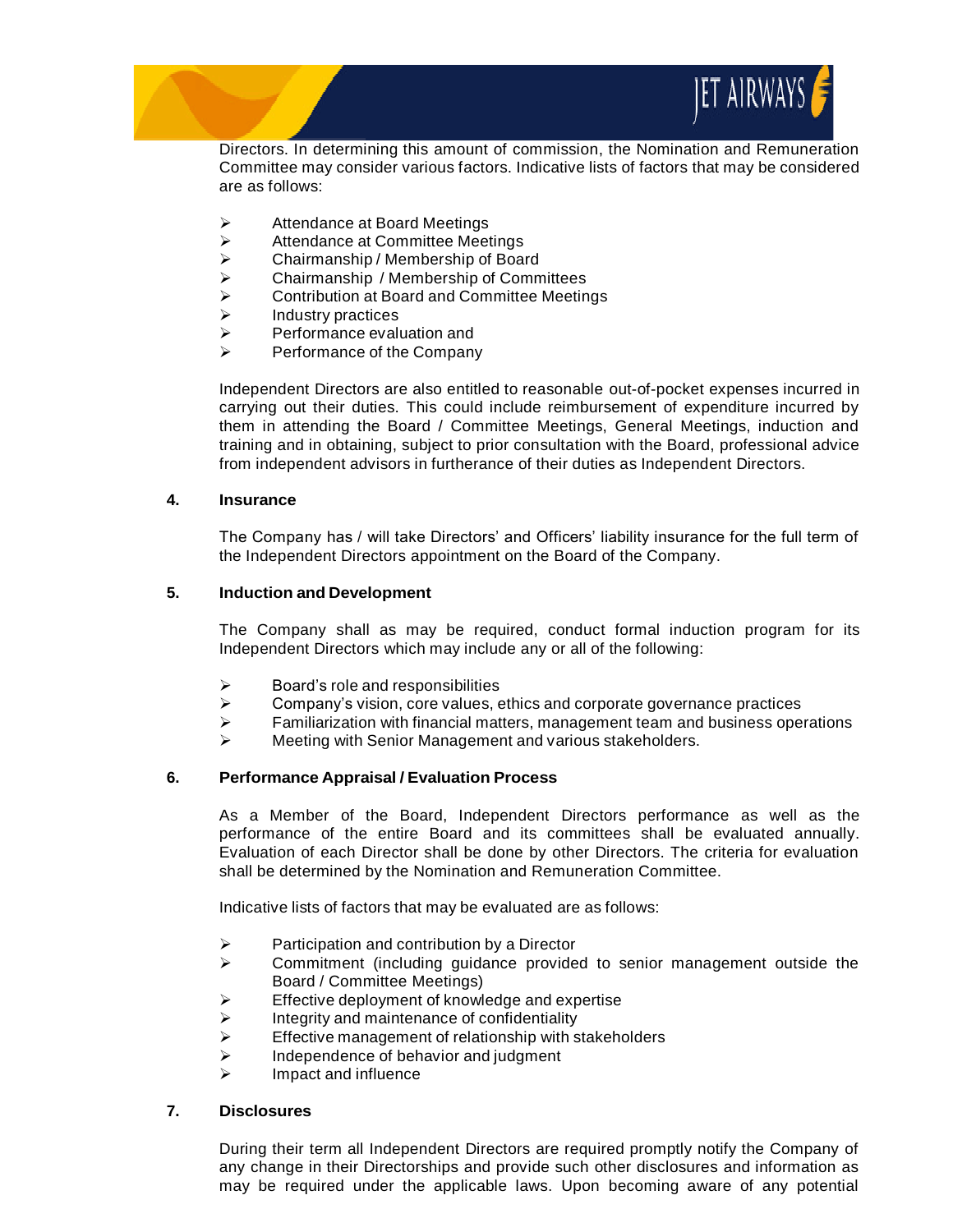Directors. In determining this amount of commission, the Nomination and Remuneration Committee may consider various factors. Indicative lists of factors that may be considered are as follows:

- Attendance at Board Meetings
- Attendance at Committee Meetings
- Chairmanship / Membership of Board
- Chairmanship / Membership of Committees
- Contribution at Board and Committee Meetings
- Industry practices
- Performance evaluation and
- Performance of the Company

Independent Directors are also entitled to reasonable out-of-pocket expenses incurred in carrying out their duties. This could include reimbursement of expenditure incurred by them in attending the Board / Committee Meetings, General Meetings, induction and training and in obtaining, subject to prior consultation with the Board, professional advice from independent advisors in furtherance of their duties as Independent Directors.

## 4. Insurance

The Company has / will take Directors' and Officers' liability insurance for the full term of the Independent Directors appointment on the Board of the Company.

## 5. Induction and Development

The Company shall as may be required, conduct formal induction program for its Independent Directors which may include any or all of the following:

- Board's role and responsibilities
- Company's vision, core values, ethics and corporate governance practices
- Familiarization with financial matters, management team and business operations
- Meeting with Senior Management and various stakeholders.

## 6. Performance Appraisal / Evaluation Process

As a Member of the Board, Independent Directors performance as well as the performance of the entire Board and its committees shall be evaluated annually. Evaluation of each Director shall be done by other Directors. The criteria for evaluation shall be determined by the Nomination and Remuneration Committee.

Indicative lists of factors that may be evaluated are as follows:

- Participation and contribution by a Director
- Commitment (including guidance provided to senior management outside the Board / Committee Meetings)
- Effective deployment of knowledge and expertise
- Integrity and maintenance of confidentiality
- Effective management of relationship with stakeholders
- Independence of behavior and judgment
- Impact and influence

## 7. Disclosures

During their term all Independent Directors are required promptly notify the Company of any change in their Directorships and provide such other disclosures and information as may be required under the applicable laws. Upon becoming aware of any potential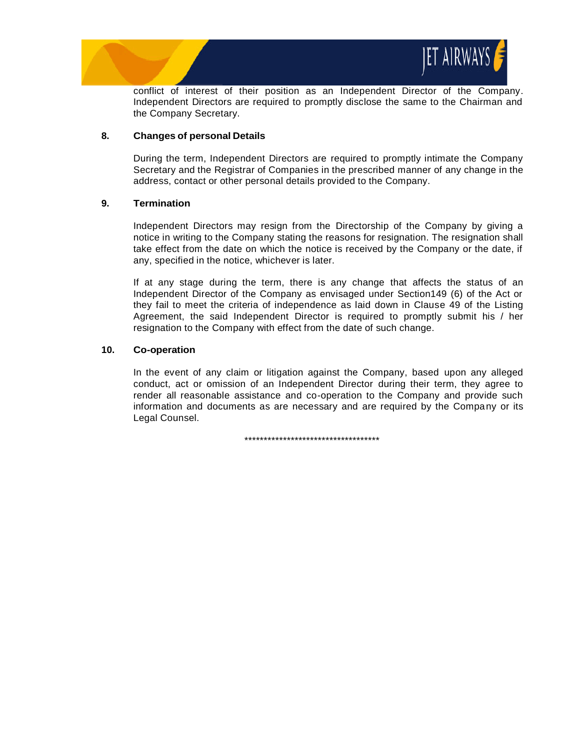conflict of interest of their position as an Independent Director of the Company. Independent Directors are required to promptly disclose the same to the Chairman and the Company Secretary.

**8. Changes of personal Details**

During the term, Independent Directors are required to promptly intimate the Company Secretary and the Registrar of Companies in the prescribed manner of any change in the address, contact or other personal details provided to the Company.

**9. Termination**

Independent Directors may resign from the Directorship of the Company by giving a notice in writing to the Company stating the reasons for resignation. The resignation shall take effect from the date on which the notice is received by the Company or the date, if any, specified in the notice, whichever is later.

If at any stage during the term, there is any change that affects the status of an Independent Director of the Company as envisaged under Section149 (6) of the Act or they fail to meet the criteria of independence as laid down in Clause 49 of the Listing Agreement, the said Independent Director is required to promptly submit his / her resignation to the Company with effect from the date of such change.

**10. Co-operation**

In the event of any claim or litigation against the Company, based upon any alleged conduct, act or omission of an Independent Director during their term, they agree to render all reasonable assistance and co-operation to the Company and provide such information and documents as are necessary and are required by the Company or its Legal Counsel.

************************************